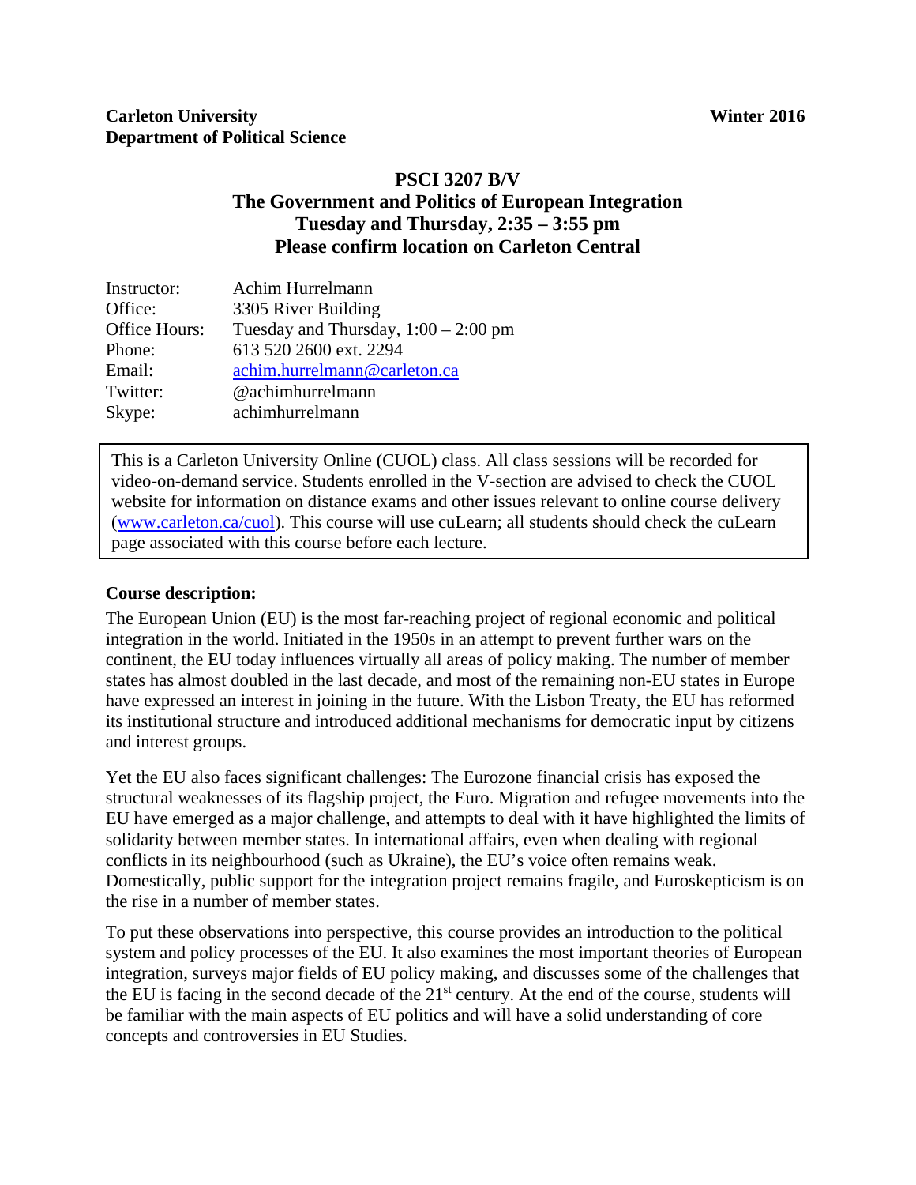**Carleton University** **Winter 2016**
**Department of Political Science**

# PSCI 3207 B/V
## The Government and Politics of European Integration
### Tuesday and Thursday, 2:35 – 3:55 pm
### Please confirm location on Carleton Central

| | |
|---|---|
| Instructor: | Achim Hurrelmann |
| Office: | 3305 River Building |
| Office Hours: | Tuesday and Thursday, 1:00 – 2:00 pm |
| Phone: | 613 520 2600 ext. 2294 |
| Email: | achim.hurrelmann@carleton.ca |
| Twitter: | @achimhurrelmann |
| Skype: | achimhurrelmann |

> This is a Carleton University Online (CUOL) class. All class sessions will be recorded for video-on-demand service. Students enrolled in the V-section are advised to check the CUOL website for information on distance exams and other issues relevant to online course delivery (www.carleton.ca/cuol). This course will use cuLearn; all students should check the cuLearn page associated with this course before each lecture.

**Course description:**

The European Union (EU) is the most far-reaching project of regional economic and political integration in the world. Initiated in the 1950s in an attempt to prevent further wars on the continent, the EU today influences virtually all areas of policy making. The number of member states has almost doubled in the last decade, and most of the remaining non-EU states in Europe have expressed an interest in joining in the future. With the Lisbon Treaty, the EU has reformed its institutional structure and introduced additional mechanisms for democratic input by citizens and interest groups.

Yet the EU also faces significant challenges: The Eurozone financial crisis has exposed the structural weaknesses of its flagship project, the Euro. Migration and refugee movements into the EU have emerged as a major challenge, and attempts to deal with it have highlighted the limits of solidarity between member states. In international affairs, even when dealing with regional conflicts in its neighbourhood (such as Ukraine), the EU's voice often remains weak. Domestically, public support for the integration project remains fragile, and Euroskepticism is on the rise in a number of member states.

To put these observations into perspective, this course provides an introduction to the political system and policy processes of the EU. It also examines the most important theories of European integration, surveys major fields of EU policy making, and discusses some of the challenges that the EU is facing in the second decade of the 21st century. At the end of the course, students will be familiar with the main aspects of EU politics and will have a solid understanding of core concepts and controversies in EU Studies.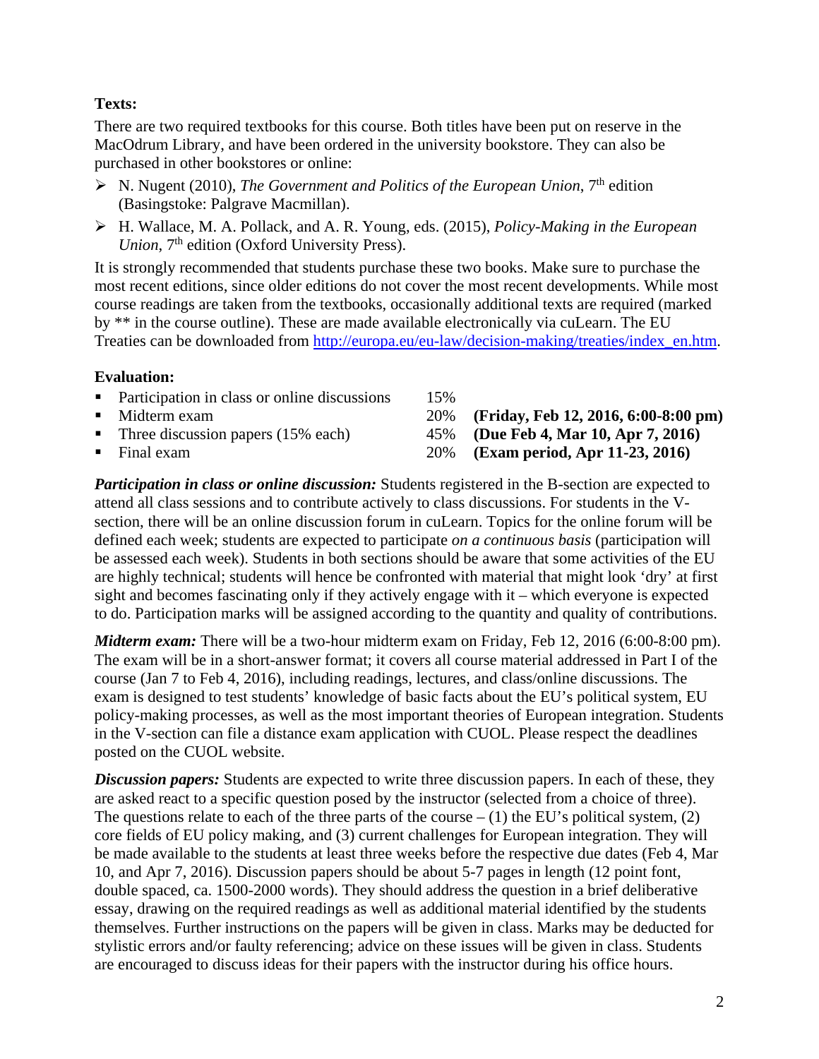**Texts:**

There are two required textbooks for this course. Both titles have been put on reserve in the MacOdrum Library, and have been ordered in the university bookstore. They can also be purchased in other bookstores or online:

- N. Nugent (2010), *The Government and Politics of the European Union*, 7th edition (Basingstoke: Palgrave Macmillan).
- H. Wallace, M. A. Pollack, and A. R. Young, eds. (2015), *Policy-Making in the European Union*, 7th edition (Oxford University Press).

It is strongly recommended that students purchase these two books. Make sure to purchase the most recent editions, since older editions do not cover the most recent developments. While most course readings are taken from the textbooks, occasionally additional texts are required (marked by ** in the course outline). These are made available electronically via cuLearn. The EU Treaties can be downloaded from http://europa.eu/eu-law/decision-making/treaties/index_en.htm.

**Evaluation:**

| | | |
|---|---|---|
| ▪ Participation in class or online discussions | 15% | |
| ▪ Midterm exam | 20% | **(Friday, Feb 12, 2016, 6:00-8:00 pm)** |
| ▪ Three discussion papers (15% each) | 45% | **(Due Feb 4, Mar 10, Apr 7, 2016)** |
| ▪ Final exam | 20% | **(Exam period, Apr 11-23, 2016)** |

***Participation in class or online discussion:*** Students registered in the B-section are expected to attend all class sessions and to contribute actively to class discussions. For students in the V-section, there will be an online discussion forum in cuLearn. Topics for the online forum will be defined each week; students are expected to participate *on a continuous basis* (participation will be assessed each week). Students in both sections should be aware that some activities of the EU are highly technical; students will hence be confronted with material that might look 'dry' at first sight and becomes fascinating only if they actively engage with it – which everyone is expected to do. Participation marks will be assigned according to the quantity and quality of contributions.

***Midterm exam:*** There will be a two-hour midterm exam on Friday, Feb 12, 2016 (6:00-8:00 pm). The exam will be in a short-answer format; it covers all course material addressed in Part I of the course (Jan 7 to Feb 4, 2016), including readings, lectures, and class/online discussions. The exam is designed to test students' knowledge of basic facts about the EU's political system, EU policy-making processes, as well as the most important theories of European integration. Students in the V-section can file a distance exam application with CUOL. Please respect the deadlines posted on the CUOL website.

***Discussion papers:*** Students are expected to write three discussion papers. In each of these, they are asked react to a specific question posed by the instructor (selected from a choice of three). The questions relate to each of the three parts of the course – (1) the EU's political system, (2) core fields of EU policy making, and (3) current challenges for European integration. They will be made available to the students at least three weeks before the respective due dates (Feb 4, Mar 10, and Apr 7, 2016). Discussion papers should be about 5-7 pages in length (12 point font, double spaced, ca. 1500-2000 words). They should address the question in a brief deliberative essay, drawing on the required readings as well as additional material identified by the students themselves. Further instructions on the papers will be given in class. Marks may be deducted for stylistic errors and/or faulty referencing; advice on these issues will be given in class. Students are encouraged to discuss ideas for their papers with the instructor during his office hours.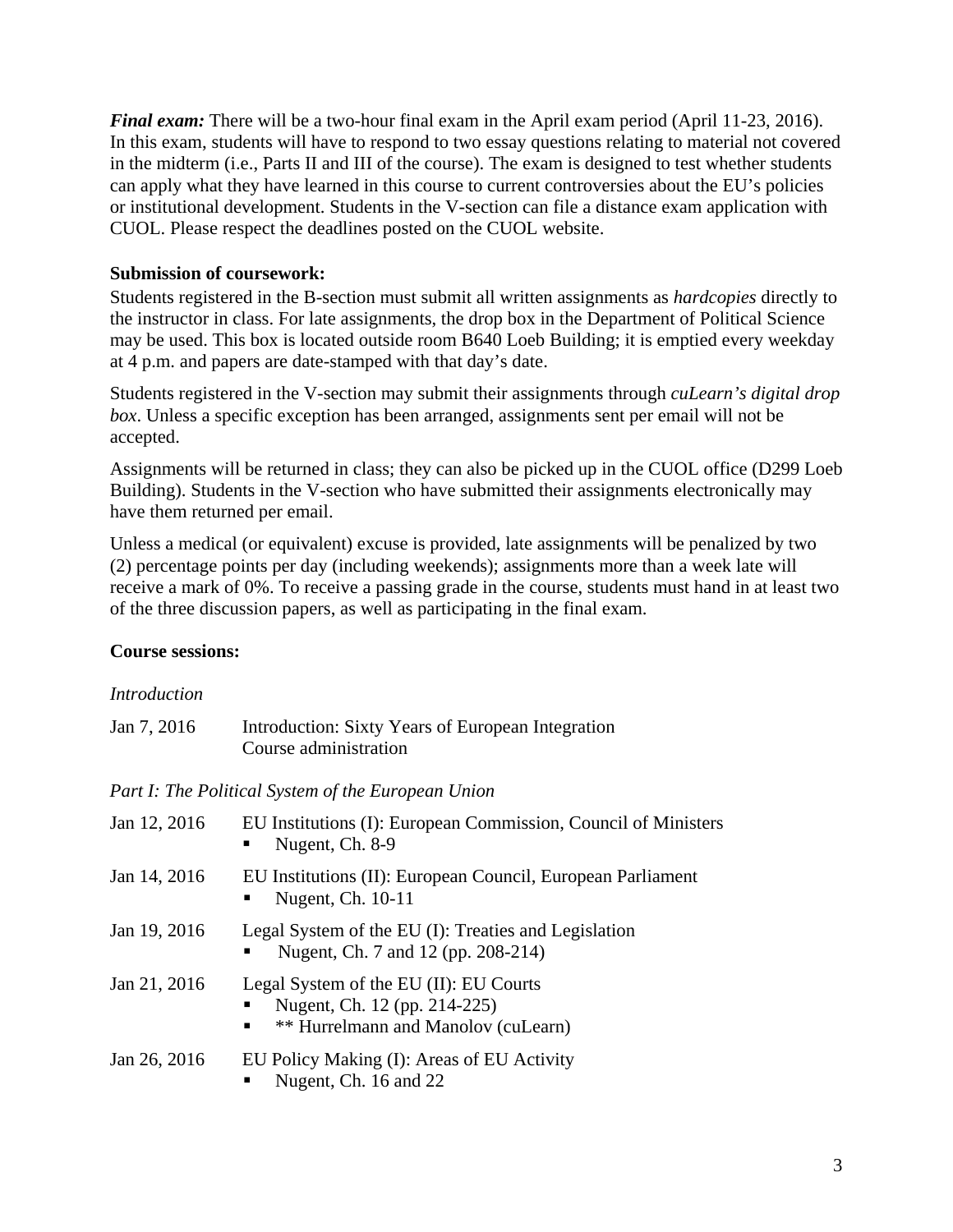***Final exam:*** There will be a two-hour final exam in the April exam period (April 11-23, 2016). In this exam, students will have to respond to two essay questions relating to material not covered in the midterm (i.e., Parts II and III of the course). The exam is designed to test whether students can apply what they have learned in this course to current controversies about the EU's policies or institutional development. Students in the V-section can file a distance exam application with CUOL. Please respect the deadlines posted on the CUOL website.

**Submission of coursework:**

Students registered in the B-section must submit all written assignments as *hardcopies* directly to the instructor in class. For late assignments, the drop box in the Department of Political Science may be used. This box is located outside room B640 Loeb Building; it is emptied every weekday at 4 p.m. and papers are date-stamped with that day's date.

Students registered in the V-section may submit their assignments through *cuLearn's digital drop box*. Unless a specific exception has been arranged, assignments sent per email will not be accepted.

Assignments will be returned in class; they can also be picked up in the CUOL office (D299 Loeb Building). Students in the V-section who have submitted their assignments electronically may have them returned per email.

Unless a medical (or equivalent) excuse is provided, late assignments will be penalized by two (2) percentage points per day (including weekends); assignments more than a week late will receive a mark of 0%. To receive a passing grade in the course, students must hand in at least two of the three discussion papers, as well as participating in the final exam.

**Course sessions:**

*Introduction*

Jan 7, 2016 — Introduction: Sixty Years of European Integration
Course administration

*Part I: The Political System of the European Union*

Jan 12, 2016 — EU Institutions (I): European Commission, Council of Ministers
- Nugent, Ch. 8-9

Jan 14, 2016 — EU Institutions (II): European Council, European Parliament
- Nugent, Ch. 10-11

Jan 19, 2016 — Legal System of the EU (I): Treaties and Legislation
- Nugent, Ch. 7 and 12 (pp. 208-214)

Jan 21, 2016 — Legal System of the EU (II): EU Courts
- Nugent, Ch. 12 (pp. 214-225)
- ** Hurrelmann and Manolov (cuLearn)

Jan 26, 2016 — EU Policy Making (I): Areas of EU Activity
- Nugent, Ch. 16 and 22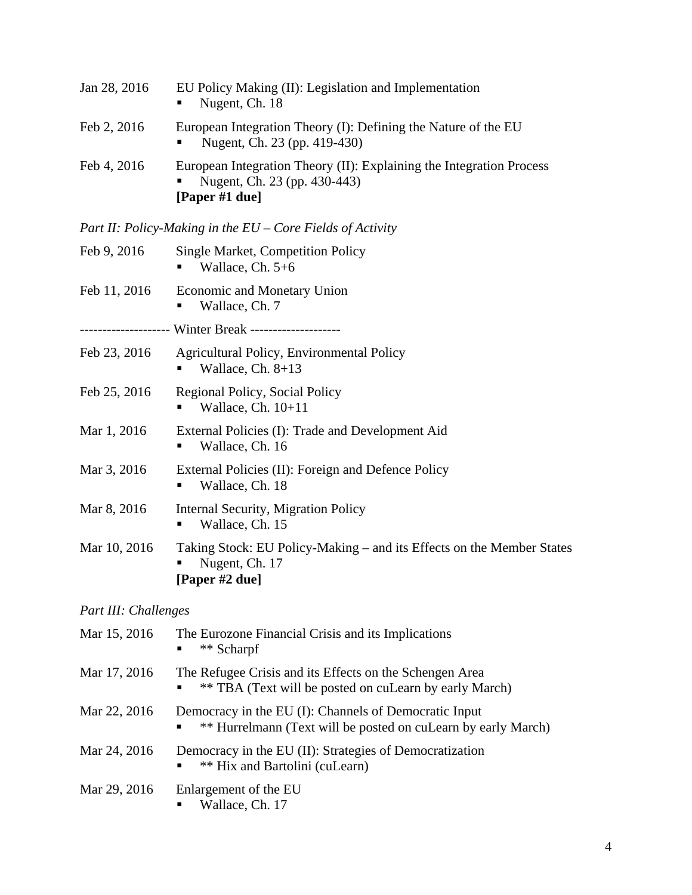Jan 28, 2016 EU Policy Making (II): Legislation and Implementation
- Nugent, Ch. 18

Feb 2, 2016 European Integration Theory (I): Defining the Nature of the EU
- Nugent, Ch. 23 (pp. 419-430)

Feb 4, 2016 European Integration Theory (II): Explaining the Integration Process
- Nugent, Ch. 23 (pp. 430-443)

**[Paper #1 due]**

*Part II: Policy-Making in the EU – Core Fields of Activity*

Feb 9, 2016 Single Market, Competition Policy
- Wallace, Ch. 5+6

Feb 11, 2016 Economic and Monetary Union
- Wallace, Ch. 7

------------------- Winter Break -------------------

Feb 23, 2016 Agricultural Policy, Environmental Policy
- Wallace, Ch. 8+13

Feb 25, 2016 Regional Policy, Social Policy
- Wallace, Ch. 10+11

Mar 1, 2016 External Policies (I): Trade and Development Aid
- Wallace, Ch. 16

Mar 3, 2016 External Policies (II): Foreign and Defence Policy
- Wallace, Ch. 18

Mar 8, 2016 Internal Security, Migration Policy
- Wallace, Ch. 15

Mar 10, 2016 Taking Stock: EU Policy-Making – and its Effects on the Member States
- Nugent, Ch. 17

**[Paper #2 due]**

*Part III: Challenges*

Mar 15, 2016 The Eurozone Financial Crisis and its Implications
- ** Scharpf

Mar 17, 2016 The Refugee Crisis and its Effects on the Schengen Area
- ** TBA (Text will be posted on cuLearn by early March)

Mar 22, 2016 Democracy in the EU (I): Channels of Democratic Input
- ** Hurrelmann (Text will be posted on cuLearn by early March)

Mar 24, 2016 Democracy in the EU (II): Strategies of Democratization
- ** Hix and Bartolini (cuLearn)

Mar 29, 2016 Enlargement of the EU
- Wallace, Ch. 17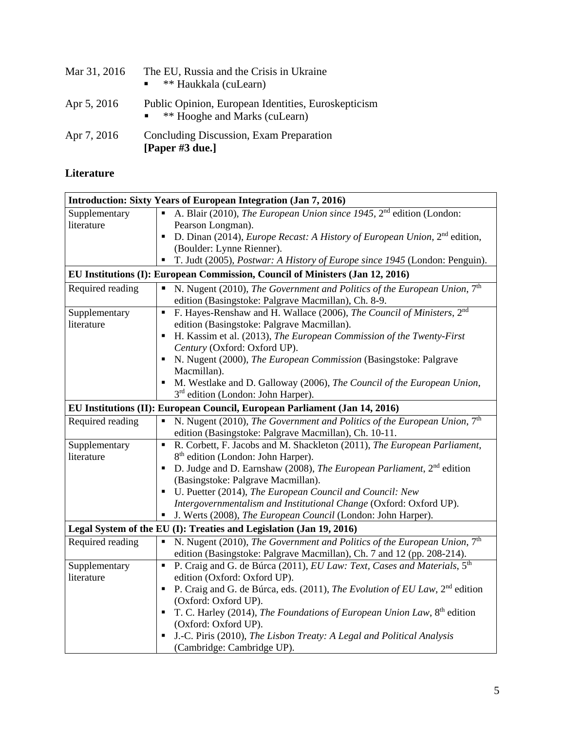| | |
|---|---|
| Mar 31, 2016 | The EU, Russia and the Crisis in Ukraine<br>▪ ** Haukkala (cuLearn) |
| Apr 5, 2016 | Public Opinion, European Identities, Euroskepticism<br>▪ ** Hooghe and Marks (cuLearn) |
| Apr 7, 2016 | Concluding Discussion, Exam Preparation<br>**[Paper #3 due.]** |

## Literature

| **Introduction: Sixty Years of European Integration (Jan 7, 2016)** | |
|---|---|
| Supplementary literature | ▪ A. Blair (2010), *The European Union since 1945*, 2nd edition (London: Pearson Longman).<br>▪ D. Dinan (2014), *Europe Recast: A History of European Union*, 2nd edition, (Boulder: Lynne Rienner).<br>▪ T. Judt (2005), *Postwar: A History of Europe since 1945* (London: Penguin). |
| **EU Institutions (I): European Commission, Council of Ministers (Jan 12, 2016)** | |
| Required reading | ▪ N. Nugent (2010), *The Government and Politics of the European Union*, 7th edition (Basingstoke: Palgrave Macmillan), Ch. 8-9. |
| Supplementary literature | ▪ F. Hayes-Renshaw and H. Wallace (2006), *The Council of Ministers*, 2nd edition (Basingstoke: Palgrave Macmillan).<br>▪ H. Kassim et al. (2013), *The European Commission of the Twenty-First Century* (Oxford: Oxford UP).<br>▪ N. Nugent (2000), *The European Commission* (Basingstoke: Palgrave Macmillan).<br>▪ M. Westlake and D. Galloway (2006), *The Council of the European Union*, 3rd edition (London: John Harper). |
| **EU Institutions (II): European Council, European Parliament (Jan 14, 2016)** | |
| Required reading | ▪ N. Nugent (2010), *The Government and Politics of the European Union*, 7th edition (Basingstoke: Palgrave Macmillan), Ch. 10-11. |
| Supplementary literature | ▪ R. Corbett, F. Jacobs and M. Shackleton (2011), *The European Parliament*, 8th edition (London: John Harper).<br>▪ D. Judge and D. Earnshaw (2008), *The European Parliament*, 2nd edition (Basingstoke: Palgrave Macmillan).<br>▪ U. Puetter (2014), *The European Council and Council: New Intergovernmentalism and Institutional Change* (Oxford: Oxford UP).<br>▪ J. Werts (2008), *The European Council* (London: John Harper). |
| **Legal System of the EU (I): Treaties and Legislation (Jan 19, 2016)** | |
| Required reading | ▪ N. Nugent (2010), *The Government and Politics of the European Union*, 7th edition (Basingstoke: Palgrave Macmillan), Ch. 7 and 12 (pp. 208-214). |
| Supplementary literature | ▪ P. Craig and G. de Búrca (2011), *EU Law: Text, Cases and Materials*, 5th edition (Oxford: Oxford UP).<br>▪ P. Craig and G. de Búrca, eds. (2011), *The Evolution of EU Law*, 2nd edition (Oxford: Oxford UP).<br>▪ T. C. Harley (2014), *The Foundations of European Union Law*, 8th edition (Oxford: Oxford UP).<br>▪ J.-C. Piris (2010), *The Lisbon Treaty: A Legal and Political Analysis* (Cambridge: Cambridge UP). |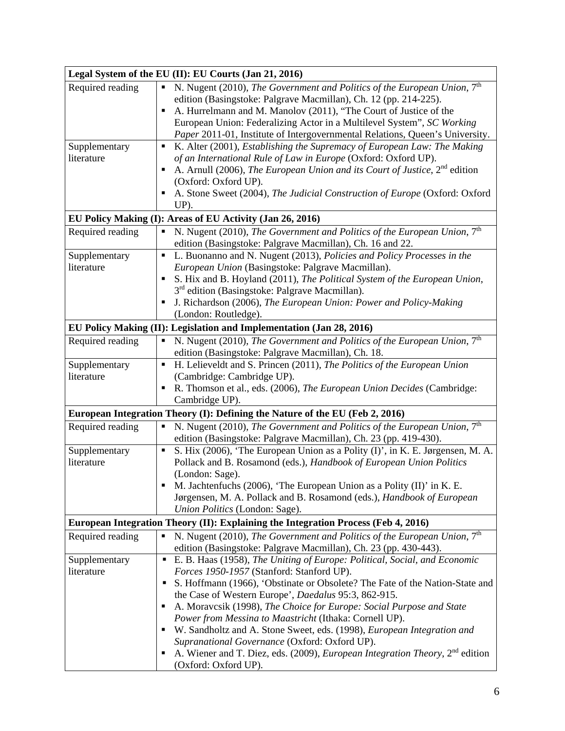| Legal System of the EU (II): EU Courts (Jan 21, 2016) | |
|---|---|
| Required reading | ▪ N. Nugent (2010), *The Government and Politics of the European Union*, 7th edition (Basingstoke: Palgrave Macmillan), Ch. 12 (pp. 214-225).<br>▪ A. Hurrelmann and M. Manolov (2011), "The Court of Justice of the European Union: Federalizing Actor in a Multilevel System", *SC Working Paper* 2011-01, Institute of Intergovernmental Relations, Queen's University. |
| Supplementary literature | ▪ K. Alter (2001), *Establishing the Supremacy of European Law: The Making of an International Rule of Law in Europe* (Oxford: Oxford UP).<br>▪ A. Arnull (2006), *The European Union and its Court of Justice*, 2nd edition (Oxford: Oxford UP).<br>▪ A. Stone Sweet (2004), *The Judicial Construction of Europe* (Oxford: Oxford UP). |
| **EU Policy Making (I): Areas of EU Activity (Jan 26, 2016)** | |
| Required reading | ▪ N. Nugent (2010), *The Government and Politics of the European Union*, 7th edition (Basingstoke: Palgrave Macmillan), Ch. 16 and 22. |
| Supplementary literature | ▪ L. Buonanno and N. Nugent (2013), *Policies and Policy Processes in the European Union* (Basingstoke: Palgrave Macmillan).<br>▪ S. Hix and B. Hoyland (2011), *The Political System of the European Union*, 3rd edition (Basingstoke: Palgrave Macmillan).<br>▪ J. Richardson (2006), *The European Union: Power and Policy-Making* (London: Routledge). |
| **EU Policy Making (II): Legislation and Implementation (Jan 28, 2016)** | |
| Required reading | ▪ N. Nugent (2010), *The Government and Politics of the European Union*, 7th edition (Basingstoke: Palgrave Macmillan), Ch. 18. |
| Supplementary literature | ▪ H. Lelieveldt and S. Princen (2011), *The Politics of the European Union* (Cambridge: Cambridge UP).<br>▪ R. Thomson et al., eds. (2006), *The European Union Decides* (Cambridge: Cambridge UP). |
| **European Integration Theory (I): Defining the Nature of the EU (Feb 2, 2016)** | |
| Required reading | ▪ N. Nugent (2010), *The Government and Politics of the European Union*, 7th edition (Basingstoke: Palgrave Macmillan), Ch. 23 (pp. 419-430). |
| Supplementary literature | ▪ S. Hix (2006), 'The European Union as a Polity (I)', in K. E. Jørgensen, M. A. Pollack and B. Rosamond (eds.), *Handbook of European Union Politics* (London: Sage).<br>▪ M. Jachtenfuchs (2006), 'The European Union as a Polity (II)' in K. E. Jørgensen, M. A. Pollack and B. Rosamond (eds.), *Handbook of European Union Politics* (London: Sage). |
| **European Integration Theory (II): Explaining the Integration Process (Feb 4, 2016)** | |
| Required reading | ▪ N. Nugent (2010), *The Government and Politics of the European Union*, 7th edition (Basingstoke: Palgrave Macmillan), Ch. 23 (pp. 430-443). |
| Supplementary literature | ▪ E. B. Haas (1958), *The Uniting of Europe: Political, Social, and Economic Forces 1950-1957* (Stanford: Stanford UP).<br>▪ S. Hoffmann (1966), 'Obstinate or Obsolete? The Fate of the Nation-State and the Case of Western Europe', *Daedalus* 95:3, 862-915.<br>▪ A. Moravcsik (1998), *The Choice for Europe: Social Purpose and State Power from Messina to Maastricht* (Ithaka: Cornell UP).<br>▪ W. Sandholtz and A. Stone Sweet, eds. (1998), *European Integration and Supranational Governance* (Oxford: Oxford UP).<br>▪ A. Wiener and T. Diez, eds. (2009), *European Integration Theory*, 2nd edition (Oxford: Oxford UP). |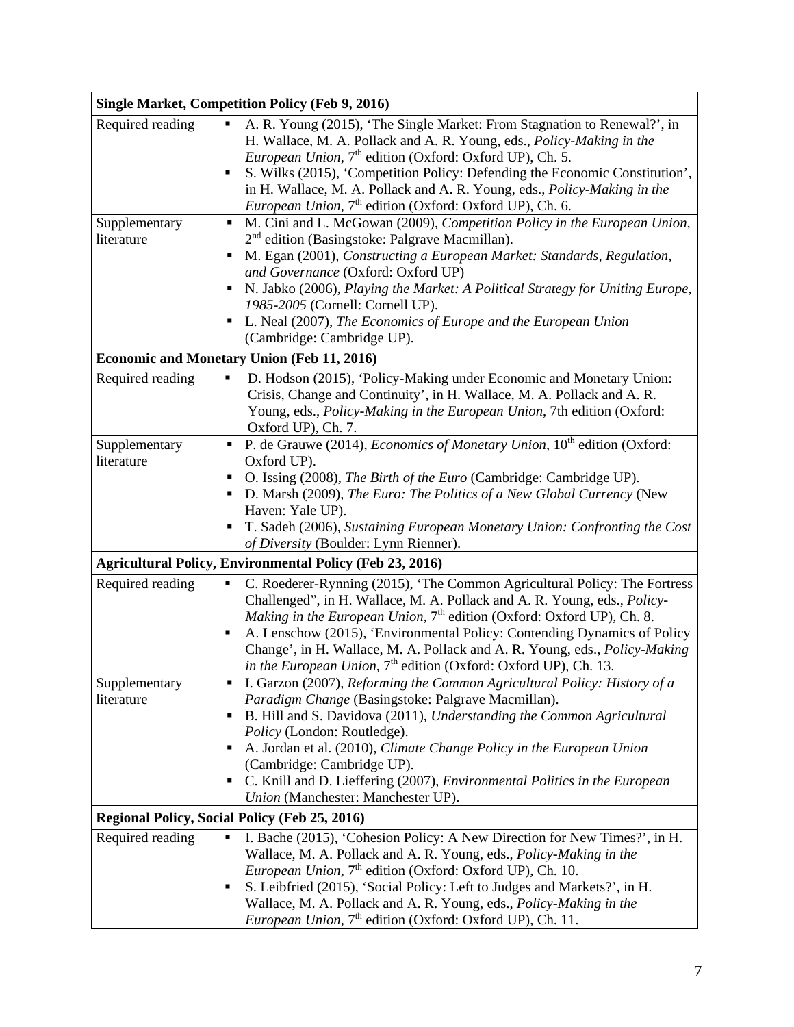| Single Market, Competition Policy (Feb 9, 2016) | |
|---|---|
| Required reading | ▪ A. R. Young (2015), 'The Single Market: From Stagnation to Renewal?', in H. Wallace, M. A. Pollack and A. R. Young, eds., *Policy-Making in the European Union*, 7th edition (Oxford: Oxford UP), Ch. 5.<br>▪ S. Wilks (2015), 'Competition Policy: Defending the Economic Constitution', in H. Wallace, M. A. Pollack and A. R. Young, eds., *Policy-Making in the European Union*, 7th edition (Oxford: Oxford UP), Ch. 6. |
| Supplementary literature | ▪ M. Cini and L. McGowan (2009), *Competition Policy in the European Union*, 2nd edition (Basingstoke: Palgrave Macmillan).<br>▪ M. Egan (2001), *Constructing a European Market: Standards, Regulation, and Governance* (Oxford: Oxford UP)<br>▪ N. Jabko (2006), *Playing the Market: A Political Strategy for Uniting Europe, 1985-2005* (Cornell: Cornell UP).<br>▪ L. Neal (2007), *The Economics of Europe and the European Union* (Cambridge: Cambridge UP). |
| **Economic and Monetary Union (Feb 11, 2016)** | |
| Required reading | ▪ D. Hodson (2015), 'Policy-Making under Economic and Monetary Union: Crisis, Change and Continuity', in H. Wallace, M. A. Pollack and A. R. Young, eds., *Policy-Making in the European Union*, 7th edition (Oxford: Oxford UP), Ch. 7. |
| Supplementary literature | ▪ P. de Grauwe (2014), *Economics of Monetary Union*, 10th edition (Oxford: Oxford UP).<br>▪ O. Issing (2008), *The Birth of the Euro* (Cambridge: Cambridge UP).<br>▪ D. Marsh (2009), *The Euro: The Politics of a New Global Currency* (New Haven: Yale UP).<br>▪ T. Sadeh (2006), *Sustaining European Monetary Union: Confronting the Cost of Diversity* (Boulder: Lynn Rienner). |
| **Agricultural Policy, Environmental Policy (Feb 23, 2016)** | |
| Required reading | ▪ C. Roederer-Rynning (2015), 'The Common Agricultural Policy: The Fortress Challenged", in H. Wallace, M. A. Pollack and A. R. Young, eds., *Policy-Making in the European Union*, 7th edition (Oxford: Oxford UP), Ch. 8.<br>▪ A. Lenschow (2015), 'Environmental Policy: Contending Dynamics of Policy Change', in H. Wallace, M. A. Pollack and A. R. Young, eds., *Policy-Making in the European Union*, 7th edition (Oxford: Oxford UP), Ch. 13. |
| Supplementary literature | ▪ I. Garzon (2007), *Reforming the Common Agricultural Policy: History of a Paradigm Change* (Basingstoke: Palgrave Macmillan).<br>▪ B. Hill and S. Davidova (2011), *Understanding the Common Agricultural Policy* (London: Routledge).<br>▪ A. Jordan et al. (2010), *Climate Change Policy in the European Union* (Cambridge: Cambridge UP).<br>▪ C. Knill and D. Lieffering (2007), *Environmental Politics in the European Union* (Manchester: Manchester UP). |
| **Regional Policy, Social Policy (Feb 25, 2016)** | |
| Required reading | ▪ I. Bache (2015), 'Cohesion Policy: A New Direction for New Times?', in H. Wallace, M. A. Pollack and A. R. Young, eds., *Policy-Making in the European Union*, 7th edition (Oxford: Oxford UP), Ch. 10.<br>▪ S. Leibfried (2015), 'Social Policy: Left to Judges and Markets?', in H. Wallace, M. A. Pollack and A. R. Young, eds., *Policy-Making in the European Union*, 7th edition (Oxford: Oxford UP), Ch. 11. |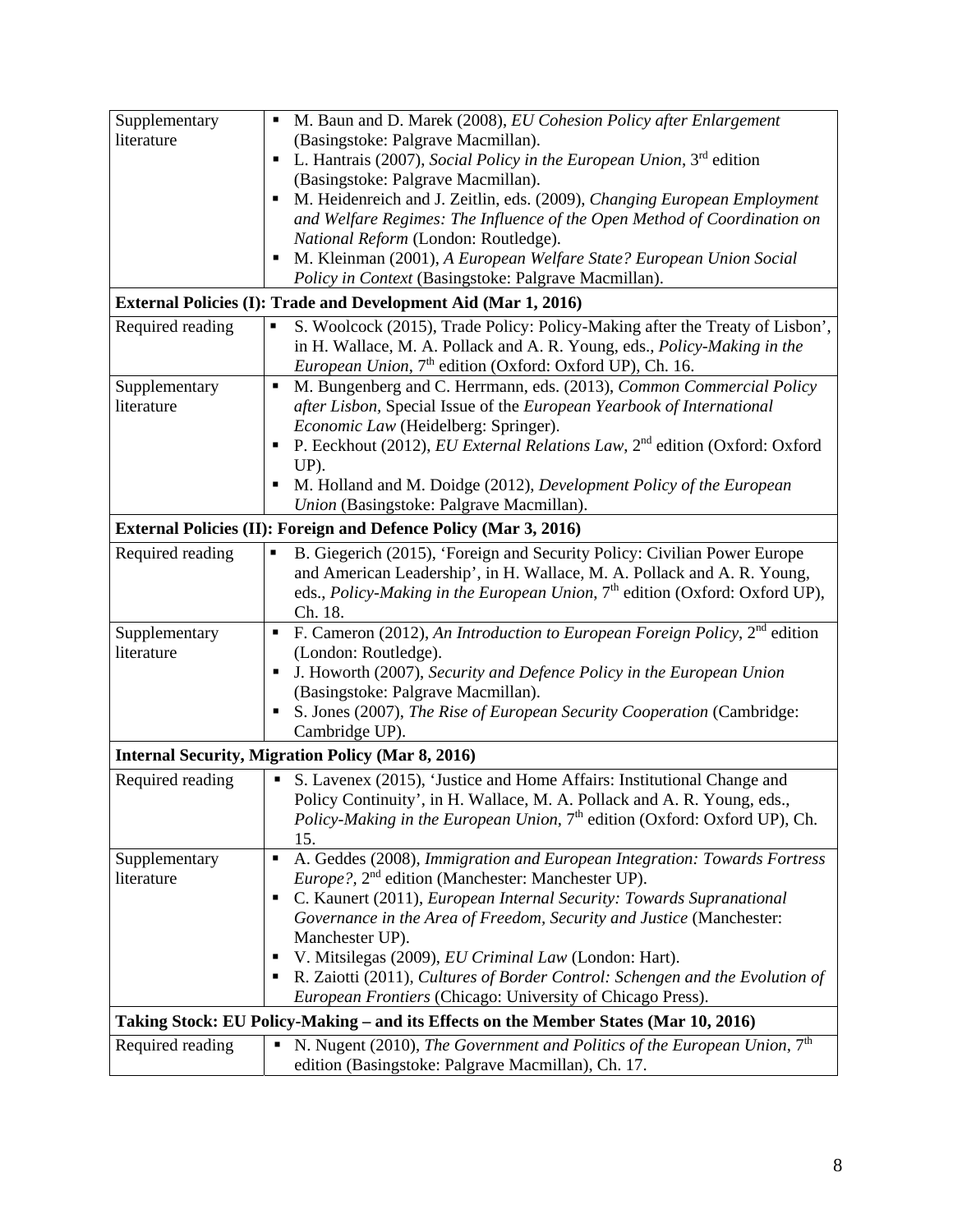| | |
|---|---|
| Supplementary literature | ▪ M. Baun and D. Marek (2008), *EU Cohesion Policy after Enlargement* (Basingstoke: Palgrave Macmillan).<br>▪ L. Hantrais (2007), *Social Policy in the European Union*, 3rd edition (Basingstoke: Palgrave Macmillan).<br>▪ M. Heidenreich and J. Zeitlin, eds. (2009), *Changing European Employment and Welfare Regimes: The Influence of the Open Method of Coordination on National Reform* (London: Routledge).<br>▪ M. Kleinman (2001), *A European Welfare State? European Union Social Policy in Context* (Basingstoke: Palgrave Macmillan). |
| **External Policies (I): Trade and Development Aid (Mar 1, 2016)** | |
| Required reading | ▪ S. Woolcock (2015), Trade Policy: Policy-Making after the Treaty of Lisbon', in H. Wallace, M. A. Pollack and A. R. Young, eds., *Policy-Making in the European Union*, 7th edition (Oxford: Oxford UP), Ch. 16. |
| Supplementary literature | ▪ M. Bungenberg and C. Herrmann, eds. (2013), *Common Commercial Policy after Lisbon*, Special Issue of the *European Yearbook of International Economic Law* (Heidelberg: Springer).<br>▪ P. Eeckhout (2012), *EU External Relations Law*, 2nd edition (Oxford: Oxford UP).<br>▪ M. Holland and M. Doidge (2012), *Development Policy of the European Union* (Basingstoke: Palgrave Macmillan). |
| **External Policies (II): Foreign and Defence Policy (Mar 3, 2016)** | |
| Required reading | ▪ B. Giegerich (2015), 'Foreign and Security Policy: Civilian Power Europe and American Leadership', in H. Wallace, M. A. Pollack and A. R. Young, eds., *Policy-Making in the European Union*, 7th edition (Oxford: Oxford UP), Ch. 18. |
| Supplementary literature | ▪ F. Cameron (2012), *An Introduction to European Foreign Policy*, 2nd edition (London: Routledge).<br>▪ J. Howorth (2007), *Security and Defence Policy in the European Union* (Basingstoke: Palgrave Macmillan).<br>▪ S. Jones (2007), *The Rise of European Security Cooperation* (Cambridge: Cambridge UP). |
| **Internal Security, Migration Policy (Mar 8, 2016)** | |
| Required reading | ▪ S. Lavenex (2015), 'Justice and Home Affairs: Institutional Change and Policy Continuity', in H. Wallace, M. A. Pollack and A. R. Young, eds., *Policy-Making in the European Union*, 7th edition (Oxford: Oxford UP), Ch. 15. |
| Supplementary literature | ▪ A. Geddes (2008), *Immigration and European Integration: Towards Fortress Europe?*, 2nd edition (Manchester: Manchester UP).<br>▪ C. Kaunert (2011), *European Internal Security: Towards Supranational Governance in the Area of Freedom, Security and Justice* (Manchester: Manchester UP).<br>▪ V. Mitsilegas (2009), *EU Criminal Law* (London: Hart).<br>▪ R. Zaiotti (2011), *Cultures of Border Control: Schengen and the Evolution of European Frontiers* (Chicago: University of Chicago Press). |
| **Taking Stock: EU Policy-Making – and its Effects on the Member States (Mar 10, 2016)** | |
| Required reading | ▪ N. Nugent (2010), *The Government and Politics of the European Union*, 7th edition (Basingstoke: Palgrave Macmillan), Ch. 17. |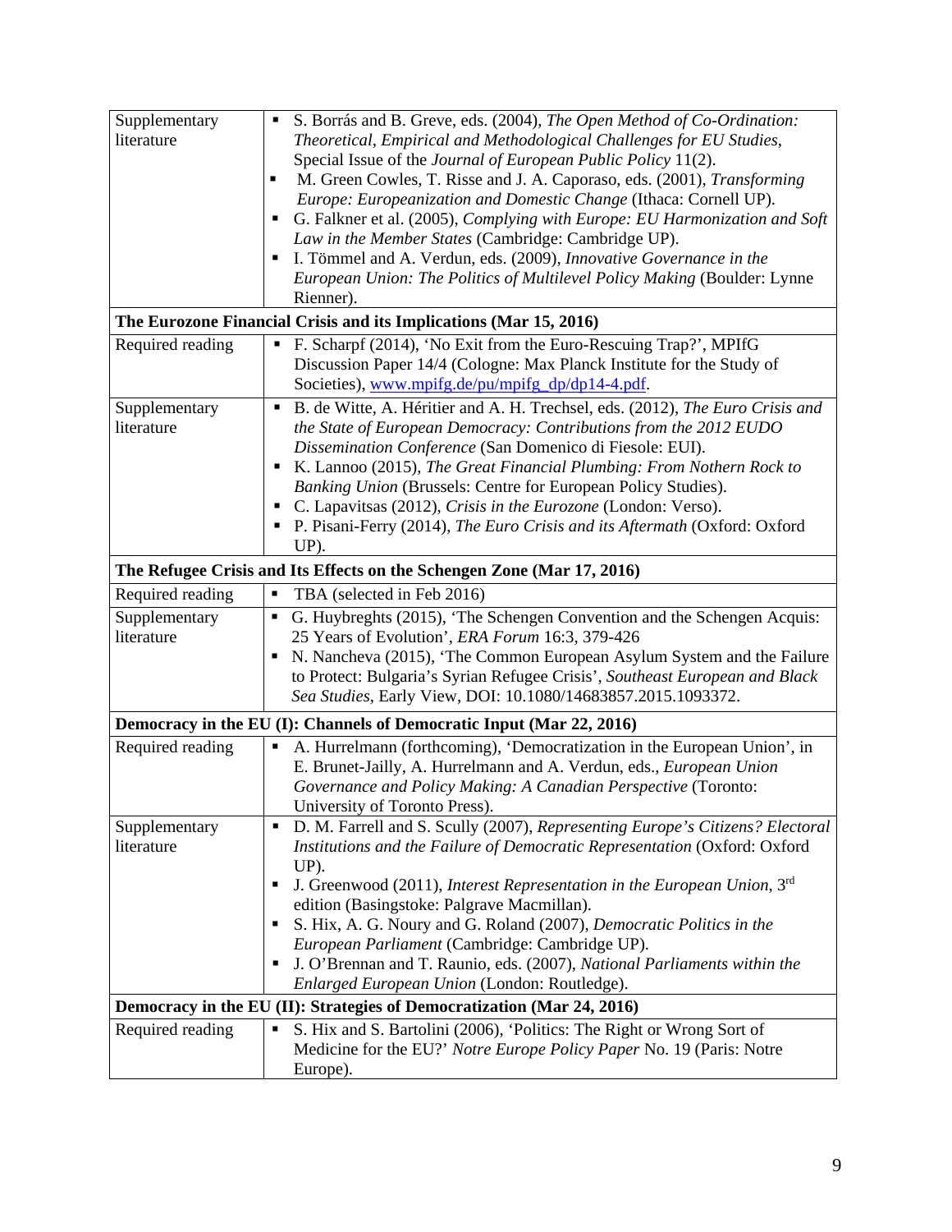| | |
|---|---|
| Supplementary literature | ▪ S. Borrás and B. Greve, eds. (2004), *The Open Method of Co-Ordination: Theoretical, Empirical and Methodological Challenges for EU Studies*, Special Issue of the *Journal of European Public Policy* 11(2).<br>▪ M. Green Cowles, T. Risse and J. A. Caporaso, eds. (2001), *Transforming Europe: Europeanization and Domestic Change* (Ithaca: Cornell UP).<br>▪ G. Falkner et al. (2005), *Complying with Europe: EU Harmonization and Soft Law in the Member States* (Cambridge: Cambridge UP).<br>▪ I. Tömmel and A. Verdun, eds. (2009), *Innovative Governance in the European Union: The Politics of Multilevel Policy Making* (Boulder: Lynne Rienner). |
| **The Eurozone Financial Crisis and its Implications (Mar 15, 2016)** | |
| Required reading | ▪ F. Scharpf (2014), 'No Exit from the Euro-Rescuing Trap?', MPIfG Discussion Paper 14/4 (Cologne: Max Planck Institute for the Study of Societies), www.mpifg.de/pu/mpifg_dp/dp14-4.pdf. |
| Supplementary literature | ▪ B. de Witte, A. Héritier and A. H. Trechsel, eds. (2012), *The Euro Crisis and the State of European Democracy: Contributions from the 2012 EUDO Dissemination Conference* (San Domenico di Fiesole: EUI).<br>▪ K. Lannoo (2015), *The Great Financial Plumbing: From Nothern Rock to Banking Union* (Brussels: Centre for European Policy Studies).<br>▪ C. Lapavitsas (2012), *Crisis in the Eurozone* (London: Verso).<br>▪ P. Pisani-Ferry (2014), *The Euro Crisis and its Aftermath* (Oxford: Oxford UP). |
| **The Refugee Crisis and Its Effects on the Schengen Zone (Mar 17, 2016)** | |
| Required reading | ▪ TBA (selected in Feb 2016) |
| Supplementary literature | ▪ G. Huybreghts (2015), 'The Schengen Convention and the Schengen Acquis: 25 Years of Evolution', *ERA Forum* 16:3, 379-426<br>▪ N. Nancheva (2015), 'The Common European Asylum System and the Failure to Protect: Bulgaria's Syrian Refugee Crisis', *Southeast European and Black Sea Studies*, Early View, DOI: 10.1080/14683857.2015.1093372. |
| **Democracy in the EU (I): Channels of Democratic Input (Mar 22, 2016)** | |
| Required reading | ▪ A. Hurrelmann (forthcoming), 'Democratization in the European Union', in E. Brunet-Jailly, A. Hurrelmann and A. Verdun, eds., *European Union Governance and Policy Making: A Canadian Perspective* (Toronto: University of Toronto Press). |
| Supplementary literature | ▪ D. M. Farrell and S. Scully (2007), *Representing Europe's Citizens? Electoral Institutions and the Failure of Democratic Representation* (Oxford: Oxford UP).<br>▪ J. Greenwood (2011), *Interest Representation in the European Union*, 3rd edition (Basingstoke: Palgrave Macmillan).<br>▪ S. Hix, A. G. Noury and G. Roland (2007), *Democratic Politics in the European Parliament* (Cambridge: Cambridge UP).<br>▪ J. O'Brennan and T. Raunio, eds. (2007), *National Parliaments within the Enlarged European Union* (London: Routledge). |
| **Democracy in the EU (II): Strategies of Democratization (Mar 24, 2016)** | |
| Required reading | ▪ S. Hix and S. Bartolini (2006), 'Politics: The Right or Wrong Sort of Medicine for the EU?' *Notre Europe Policy Paper* No. 19 (Paris: Notre Europe). |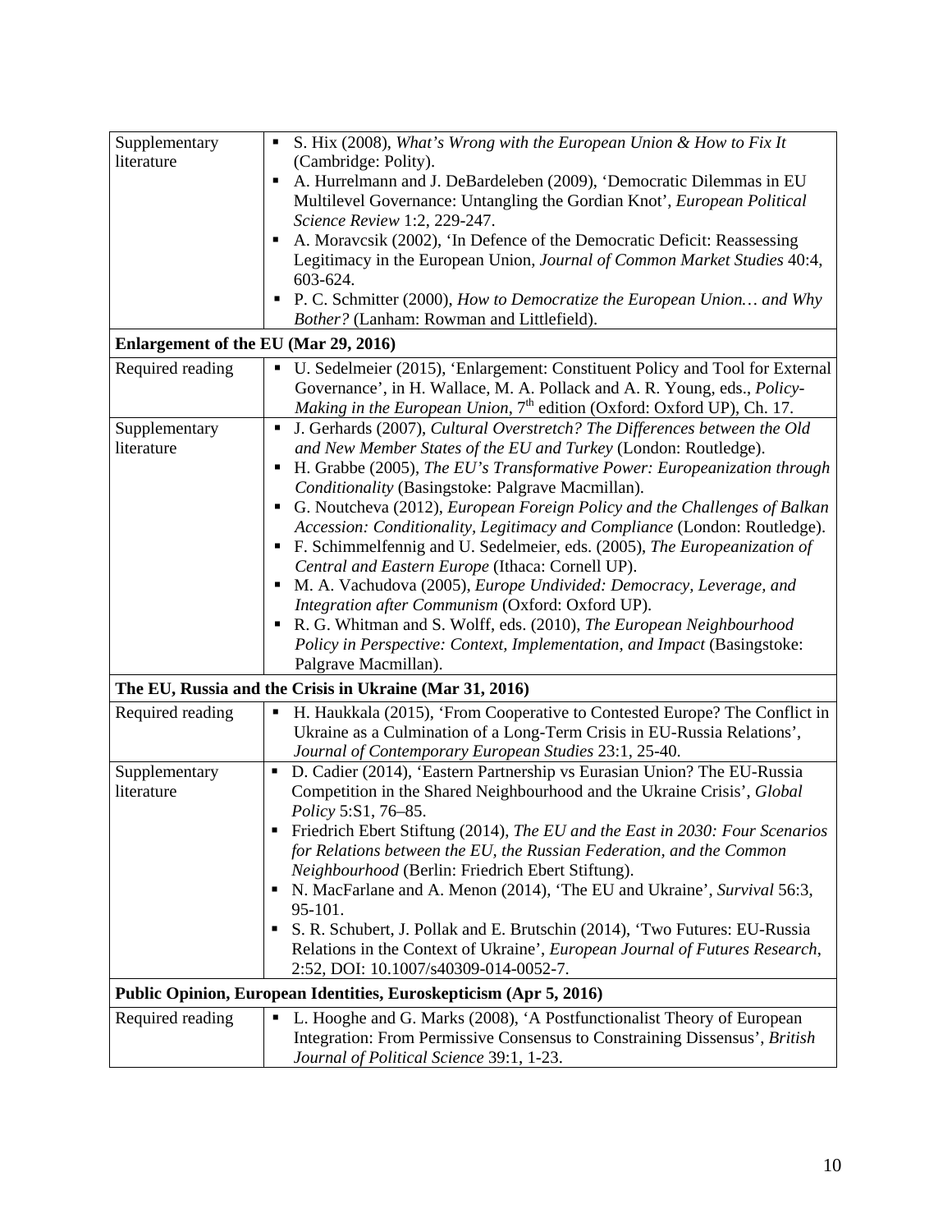| | |
|---|---|
| Supplementary literature | ▪ S. Hix (2008), *What's Wrong with the European Union & How to Fix It* (Cambridge: Polity).<br>▪ A. Hurrelmann and J. DeBardeleben (2009), 'Democratic Dilemmas in EU Multilevel Governance: Untangling the Gordian Knot', *European Political Science Review* 1:2, 229-247.<br>▪ A. Moravcsik (2002), 'In Defence of the Democratic Deficit: Reassessing Legitimacy in the European Union, *Journal of Common Market Studies* 40:4, 603-624.<br>▪ P. C. Schmitter (2000), *How to Democratize the European Union… and Why Bother?* (Lanham: Rowman and Littlefield). |
| **Enlargement of the EU (Mar 29, 2016)** | |
| Required reading | ▪ U. Sedelmeier (2015), 'Enlargement: Constituent Policy and Tool for External Governance', in H. Wallace, M. A. Pollack and A. R. Young, eds., *Policy-Making in the European Union*, 7th edition (Oxford: Oxford UP), Ch. 17. |
| Supplementary literature | ▪ J. Gerhards (2007), *Cultural Overstretch? The Differences between the Old and New Member States of the EU and Turkey* (London: Routledge).<br>▪ H. Grabbe (2005), *The EU's Transformative Power: Europeanization through Conditionality* (Basingstoke: Palgrave Macmillan).<br>▪ G. Noutcheva (2012), *European Foreign Policy and the Challenges of Balkan Accession: Conditionality, Legitimacy and Compliance* (London: Routledge).<br>▪ F. Schimmelfennig and U. Sedelmeier, eds. (2005), *The Europeanization of Central and Eastern Europe* (Ithaca: Cornell UP).<br>▪ M. A. Vachudova (2005), *Europe Undivided: Democracy, Leverage, and Integration after Communism* (Oxford: Oxford UP).<br>▪ R. G. Whitman and S. Wolff, eds. (2010), *The European Neighbourhood Policy in Perspective: Context, Implementation, and Impact* (Basingstoke: Palgrave Macmillan). |
| **The EU, Russia and the Crisis in Ukraine (Mar 31, 2016)** | |
| Required reading | ▪ H. Haukkala (2015), 'From Cooperative to Contested Europe? The Conflict in Ukraine as a Culmination of a Long-Term Crisis in EU-Russia Relations', *Journal of Contemporary European Studies* 23:1, 25-40. |
| Supplementary literature | ▪ D. Cadier (2014), 'Eastern Partnership vs Eurasian Union? The EU-Russia Competition in the Shared Neighbourhood and the Ukraine Crisis', *Global Policy* 5:S1, 76–85.<br>▪ Friedrich Ebert Stiftung (2014), *The EU and the East in 2030: Four Scenarios for Relations between the EU, the Russian Federation, and the Common Neighbourhood* (Berlin: Friedrich Ebert Stiftung).<br>▪ N. MacFarlane and A. Menon (2014), 'The EU and Ukraine', *Survival* 56:3, 95-101.<br>▪ S. R. Schubert, J. Pollak and E. Brutschin (2014), 'Two Futures: EU-Russia Relations in the Context of Ukraine', *European Journal of Futures Research*, 2:52, DOI: 10.1007/s40309-014-0052-7. |
| **Public Opinion, European Identities, Euroskepticism (Apr 5, 2016)** | |
| Required reading | ▪ L. Hooghe and G. Marks (2008), 'A Postfunctionalist Theory of European Integration: From Permissive Consensus to Constraining Dissensus', *British Journal of Political Science* 39:1, 1-23. |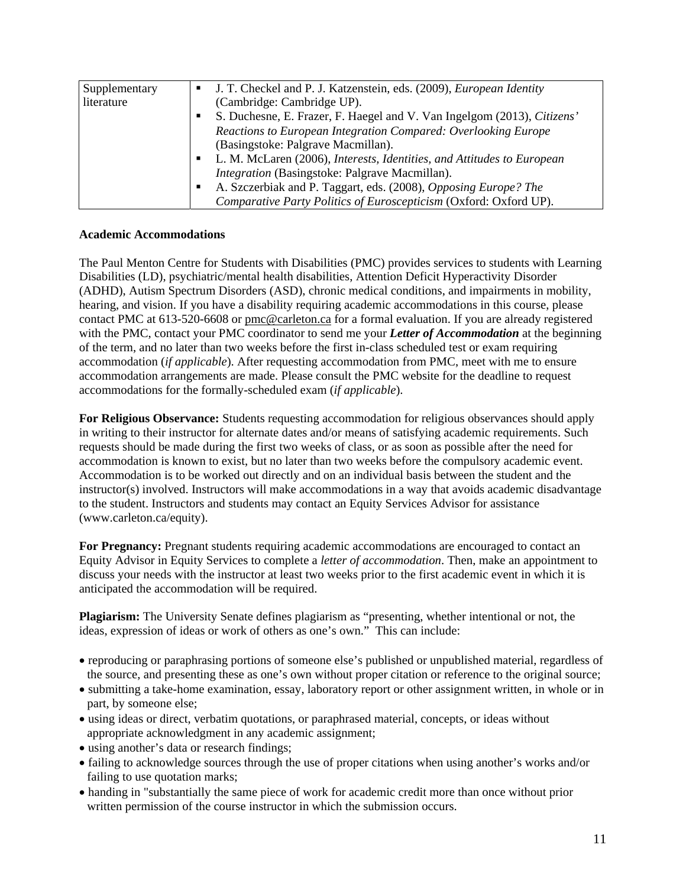| | |
|---|---|
| Supplementary literature | ▪ J. T. Checkel and P. J. Katzenstein, eds. (2009), *European Identity* (Cambridge: Cambridge UP).<br>▪ S. Duchesne, E. Frazer, F. Haegel and V. Van Ingelgom (2013), *Citizens' Reactions to European Integration Compared: Overlooking Europe* (Basingstoke: Palgrave Macmillan).<br>▪ L. M. McLaren (2006), *Interests, Identities, and Attitudes to European Integration* (Basingstoke: Palgrave Macmillan).<br>▪ A. Szczerbiak and P. Taggart, eds. (2008), *Opposing Europe? The Comparative Party Politics of Euroscepticism* (Oxford: Oxford UP). |

**Academic Accommodations**

The Paul Menton Centre for Students with Disabilities (PMC) provides services to students with Learning Disabilities (LD), psychiatric/mental health disabilities, Attention Deficit Hyperactivity Disorder (ADHD), Autism Spectrum Disorders (ASD), chronic medical conditions, and impairments in mobility, hearing, and vision. If you have a disability requiring academic accommodations in this course, please contact PMC at 613-520-6608 or pmc@carleton.ca for a formal evaluation. If you are already registered with the PMC, contact your PMC coordinator to send me your ***Letter of Accommodation*** at the beginning of the term, and no later than two weeks before the first in-class scheduled test or exam requiring accommodation (*if applicable*). After requesting accommodation from PMC, meet with me to ensure accommodation arrangements are made. Please consult the PMC website for the deadline to request accommodations for the formally-scheduled exam (*if applicable*).

**For Religious Observance:** Students requesting accommodation for religious observances should apply in writing to their instructor for alternate dates and/or means of satisfying academic requirements. Such requests should be made during the first two weeks of class, or as soon as possible after the need for accommodation is known to exist, but no later than two weeks before the compulsory academic event. Accommodation is to be worked out directly and on an individual basis between the student and the instructor(s) involved. Instructors will make accommodations in a way that avoids academic disadvantage to the student. Instructors and students may contact an Equity Services Advisor for assistance (www.carleton.ca/equity).

**For Pregnancy:** Pregnant students requiring academic accommodations are encouraged to contact an Equity Advisor in Equity Services to complete a *letter of accommodation*. Then, make an appointment to discuss your needs with the instructor at least two weeks prior to the first academic event in which it is anticipated the accommodation will be required.

**Plagiarism:** The University Senate defines plagiarism as "presenting, whether intentional or not, the ideas, expression of ideas or work of others as one's own." This can include:

- reproducing or paraphrasing portions of someone else's published or unpublished material, regardless of the source, and presenting these as one's own without proper citation or reference to the original source;
- submitting a take-home examination, essay, laboratory report or other assignment written, in whole or in part, by someone else;
- using ideas or direct, verbatim quotations, or paraphrased material, concepts, or ideas without appropriate acknowledgment in any academic assignment;
- using another's data or research findings;
- failing to acknowledge sources through the use of proper citations when using another's works and/or failing to use quotation marks;
- handing in "substantially the same piece of work for academic credit more than once without prior written permission of the course instructor in which the submission occurs.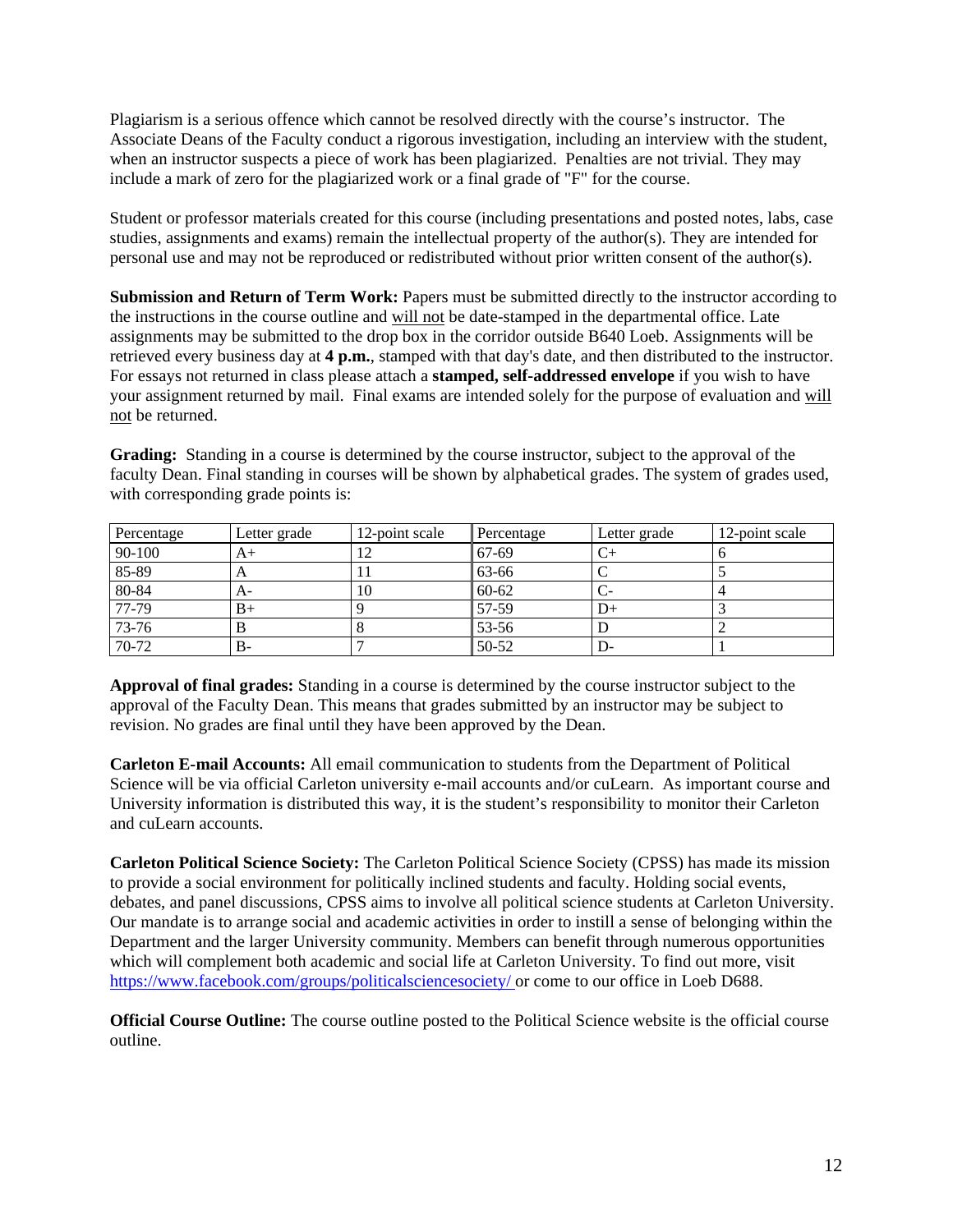Plagiarism is a serious offence which cannot be resolved directly with the course's instructor. The Associate Deans of the Faculty conduct a rigorous investigation, including an interview with the student, when an instructor suspects a piece of work has been plagiarized. Penalties are not trivial. They may include a mark of zero for the plagiarized work or a final grade of "F" for the course.

Student or professor materials created for this course (including presentations and posted notes, labs, case studies, assignments and exams) remain the intellectual property of the author(s). They are intended for personal use and may not be reproduced or redistributed without prior written consent of the author(s).

**Submission and Return of Term Work:** Papers must be submitted directly to the instructor according to the instructions in the course outline and will not be date-stamped in the departmental office. Late assignments may be submitted to the drop box in the corridor outside B640 Loeb. Assignments will be retrieved every business day at **4 p.m.**, stamped with that day's date, and then distributed to the instructor. For essays not returned in class please attach a **stamped, self-addressed envelope** if you wish to have your assignment returned by mail. Final exams are intended solely for the purpose of evaluation and will not be returned.

**Grading:** Standing in a course is determined by the course instructor, subject to the approval of the faculty Dean. Final standing in courses will be shown by alphabetical grades. The system of grades used, with corresponding grade points is:

| Percentage | Letter grade | 12-point scale | Percentage | Letter grade | 12-point scale |
|---|---|---|---|---|---|
| 90-100 | A+ | 12 | 67-69 | C+ | 6 |
| 85-89 | A | 11 | 63-66 | C | 5 |
| 80-84 | A- | 10 | 60-62 | C- | 4 |
| 77-79 | B+ | 9 | 57-59 | D+ | 3 |
| 73-76 | B | 8 | 53-56 | D | 2 |
| 70-72 | B- | 7 | 50-52 | D- | 1 |

**Approval of final grades:** Standing in a course is determined by the course instructor subject to the approval of the Faculty Dean. This means that grades submitted by an instructor may be subject to revision. No grades are final until they have been approved by the Dean.

**Carleton E-mail Accounts:** All email communication to students from the Department of Political Science will be via official Carleton university e-mail accounts and/or cuLearn. As important course and University information is distributed this way, it is the student's responsibility to monitor their Carleton and cuLearn accounts.

**Carleton Political Science Society:** The Carleton Political Science Society (CPSS) has made its mission to provide a social environment for politically inclined students and faculty. Holding social events, debates, and panel discussions, CPSS aims to involve all political science students at Carleton University. Our mandate is to arrange social and academic activities in order to instill a sense of belonging within the Department and the larger University community. Members can benefit through numerous opportunities which will complement both academic and social life at Carleton University. To find out more, visit https://www.facebook.com/groups/politicalsciencesociety/ or come to our office in Loeb D688.

**Official Course Outline:** The course outline posted to the Political Science website is the official course outline.